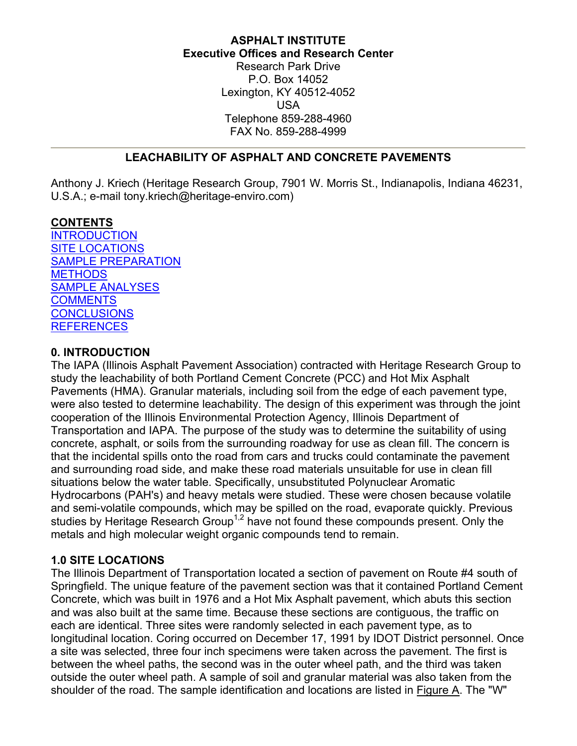**ASPHALT INSTITUTE**
**Executive Offices and Research Center**
Research Park Drive
P.O. Box 14052
Lexington, KY 40512-4052
USA
Telephone 859-288-4960
FAX No. 859-288-4999

---

## LEACHABILITY OF ASPHALT AND CONCRETE PAVEMENTS

Anthony J. Kriech (Heritage Research Group, 7901 W. Morris St., Indianapolis, Indiana 46231, U.S.A.; e-mail tony.kriech@heritage-enviro.com)

**CONTENTS**
INTRODUCTION
SITE LOCATIONS
SAMPLE PREPARATION
METHODS
SAMPLE ANALYSES
COMMENTS
CONCLUSIONS
REFERENCES

### 0. INTRODUCTION

The IAPA (Illinois Asphalt Pavement Association) contracted with Heritage Research Group to study the leachability of both Portland Cement Concrete (PCC) and Hot Mix Asphalt Pavements (HMA). Granular materials, including soil from the edge of each pavement type, were also tested to determine leachability. The design of this experiment was through the joint cooperation of the Illinois Environmental Protection Agency, Illinois Department of Transportation and IAPA. The purpose of the study was to determine the suitability of using concrete, asphalt, or soils from the surrounding roadway for use as clean fill. The concern is that the incidental spills onto the road from cars and trucks could contaminate the pavement and surrounding road side, and make these road materials unsuitable for use in clean fill situations below the water table. Specifically, unsubstituted Polynuclear Aromatic Hydrocarbons (PAH's) and heavy metals were studied. These were chosen because volatile and semi-volatile compounds, which may be spilled on the road, evaporate quickly. Previous studies by Heritage Research Group[1,2] have not found these compounds present. Only the metals and high molecular weight organic compounds tend to remain.

### 1.0 SITE LOCATIONS

The Illinois Department of Transportation located a section of pavement on Route #4 south of Springfield. The unique feature of the pavement section was that it contained Portland Cement Concrete, which was built in 1976 and a Hot Mix Asphalt pavement, which abuts this section and was also built at the same time. Because these sections are contiguous, the traffic on each are identical. Three sites were randomly selected in each pavement type, as to longitudinal location. Coring occurred on December 17, 1991 by IDOT District personnel. Once a site was selected, three four inch specimens were taken across the pavement. The first is between the wheel paths, the second was in the outer wheel path, and the third was taken outside the outer wheel path. A sample of soil and granular material was also taken from the shoulder of the road. The sample identification and locations are listed in Figure A. The "W"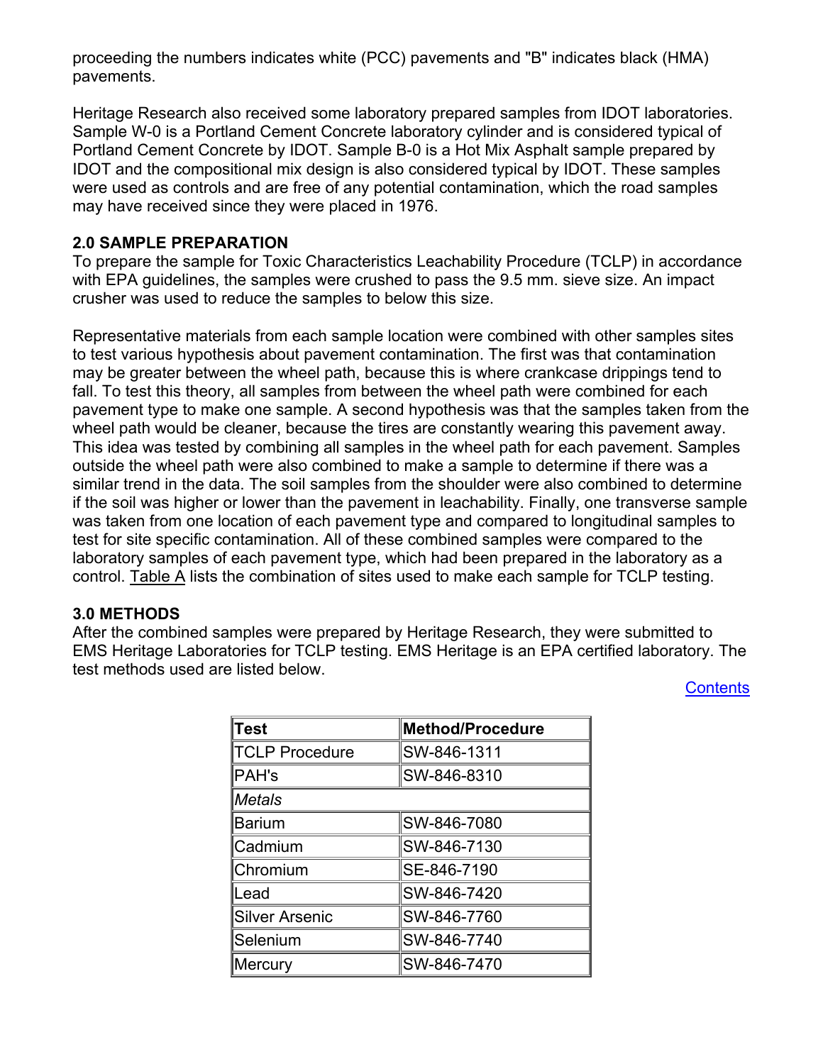proceeding the numbers indicates white (PCC) pavements and "B" indicates black (HMA) pavements.

Heritage Research also received some laboratory prepared samples from IDOT laboratories. Sample W-0 is a Portland Cement Concrete laboratory cylinder and is considered typical of Portland Cement Concrete by IDOT. Sample B-0 is a Hot Mix Asphalt sample prepared by IDOT and the compositional mix design is also considered typical by IDOT. These samples were used as controls and are free of any potential contamination, which the road samples may have received since they were placed in 1976.

### 2.0 SAMPLE PREPARATION

To prepare the sample for Toxic Characteristics Leachability Procedure (TCLP) in accordance with EPA guidelines, the samples were crushed to pass the 9.5 mm. sieve size. An impact crusher was used to reduce the samples to below this size.

Representative materials from each sample location were combined with other samples sites to test various hypothesis about pavement contamination. The first was that contamination may be greater between the wheel path, because this is where crankcase drippings tend to fall. To test this theory, all samples from between the wheel path were combined for each pavement type to make one sample. A second hypothesis was that the samples taken from the wheel path would be cleaner, because the tires are constantly wearing this pavement away. This idea was tested by combining all samples in the wheel path for each pavement. Samples outside the wheel path were also combined to make a sample to determine if there was a similar trend in the data. The soil samples from the shoulder were also combined to determine if the soil was higher or lower than the pavement in leachability. Finally, one transverse sample was taken from one location of each pavement type and compared to longitudinal samples to test for site specific contamination. All of these combined samples were compared to the laboratory samples of each pavement type, which had been prepared in the laboratory as a control. Table A lists the combination of sites used to make each sample for TCLP testing.

### 3.0 METHODS

After the combined samples were prepared by Heritage Research, they were submitted to EMS Heritage Laboratories for TCLP testing. EMS Heritage is an EPA certified laboratory. The test methods used are listed below.

Contents

| Test | Method/Procedure |
| --- | --- |
| TCLP Procedure | SW-846-1311 |
| PAH's | SW-846-8310 |
| *Metals* | |
| Barium | SW-846-7080 |
| Cadmium | SW-846-7130 |
| Chromium | SE-846-7190 |
| Lead | SW-846-7420 |
| Silver Arsenic | SW-846-7760 |
| Selenium | SW-846-7740 |
| Mercury | SW-846-7470 |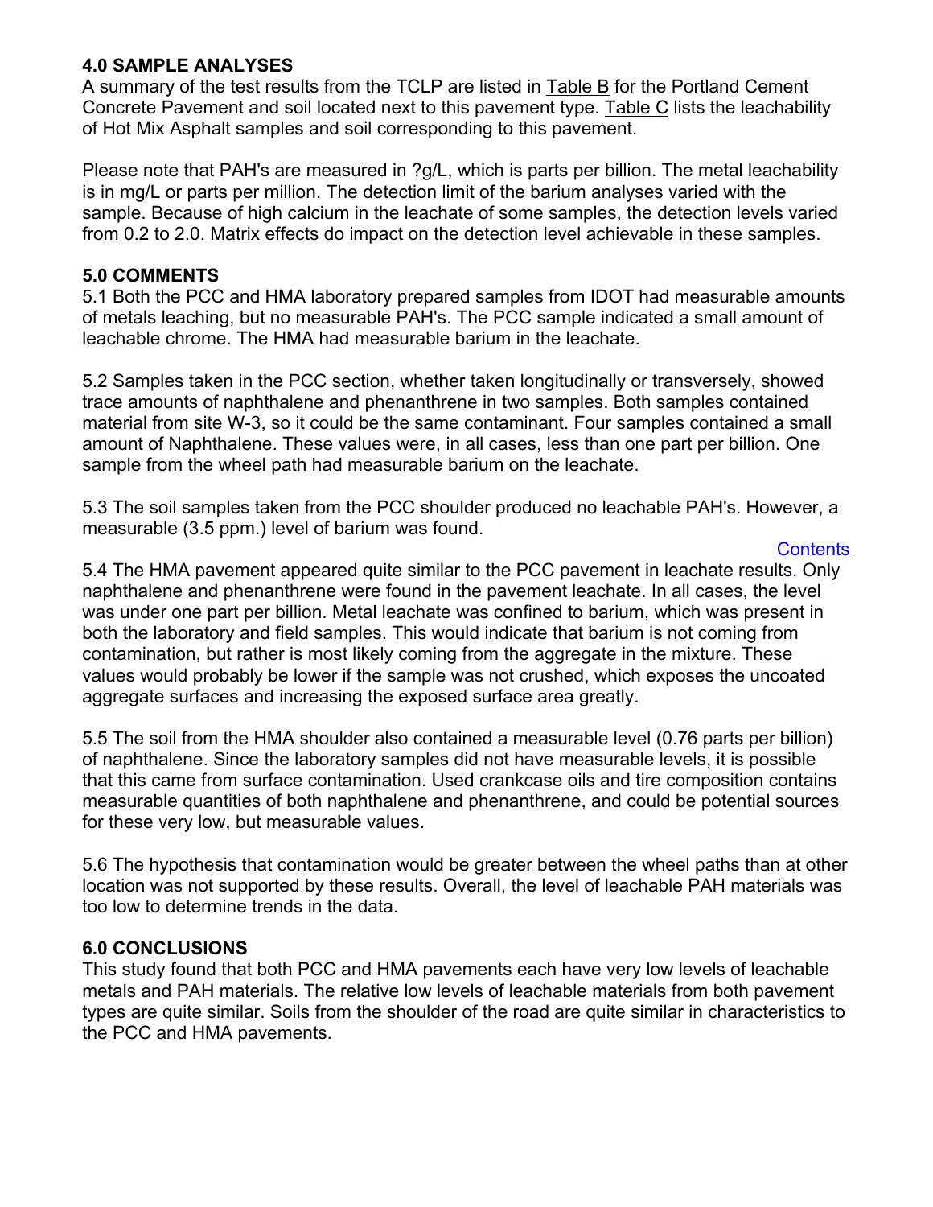## 4.0 SAMPLE ANALYSES

A summary of the test results from the TCLP are listed in Table B for the Portland Cement Concrete Pavement and soil located next to this pavement type. Table C lists the leachability of Hot Mix Asphalt samples and soil corresponding to this pavement.

Please note that PAH's are measured in ?g/L, which is parts per billion. The metal leachability is in mg/L or parts per million. The detection limit of the barium analyses varied with the sample. Because of high calcium in the leachate of some samples, the detection levels varied from 0.2 to 2.0. Matrix effects do impact on the detection level achievable in these samples.

## 5.0 COMMENTS

5.1 Both the PCC and HMA laboratory prepared samples from IDOT had measurable amounts of metals leaching, but no measurable PAH's. The PCC sample indicated a small amount of leachable chrome. The HMA had measurable barium in the leachate.

5.2 Samples taken in the PCC section, whether taken longitudinally or transversely, showed trace amounts of naphthalene and phenanthrene in two samples. Both samples contained material from site W-3, so it could be the same contaminant. Four samples contained a small amount of Naphthalene. These values were, in all cases, less than one part per billion. One sample from the wheel path had measurable barium on the leachate.

5.3 The soil samples taken from the PCC shoulder produced no leachable PAH's. However, a measurable (3.5 ppm.) level of barium was found.

Contents

5.4 The HMA pavement appeared quite similar to the PCC pavement in leachate results. Only naphthalene and phenanthrene were found in the pavement leachate. In all cases, the level was under one part per billion. Metal leachate was confined to barium, which was present in both the laboratory and field samples. This would indicate that barium is not coming from contamination, but rather is most likely coming from the aggregate in the mixture. These values would probably be lower if the sample was not crushed, which exposes the uncoated aggregate surfaces and increasing the exposed surface area greatly.

5.5 The soil from the HMA shoulder also contained a measurable level (0.76 parts per billion) of naphthalene. Since the laboratory samples did not have measurable levels, it is possible that this came from surface contamination. Used crankcase oils and tire composition contains measurable quantities of both naphthalene and phenanthrene, and could be potential sources for these very low, but measurable values.

5.6 The hypothesis that contamination would be greater between the wheel paths than at other location was not supported by these results. Overall, the level of leachable PAH materials was too low to determine trends in the data.

## 6.0 CONCLUSIONS

This study found that both PCC and HMA pavements each have very low levels of leachable metals and PAH materials. The relative low levels of leachable materials from both pavement types are quite similar. Soils from the shoulder of the road are quite similar in characteristics to the PCC and HMA pavements.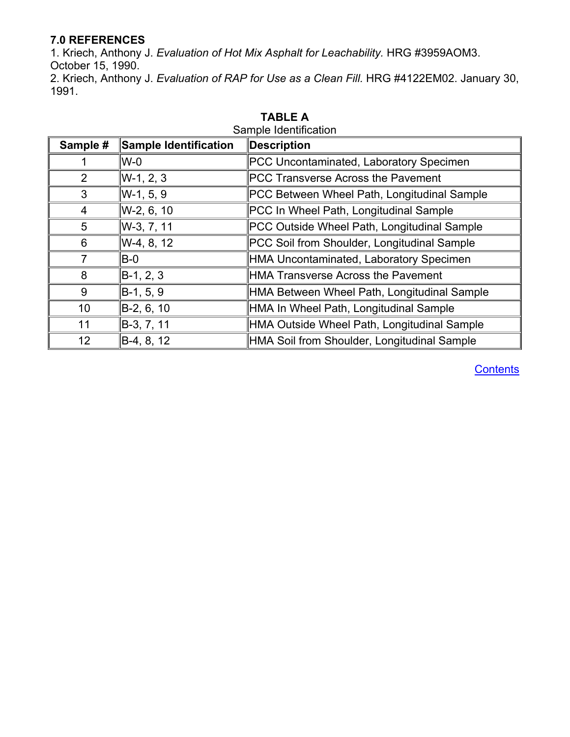## 7.0 REFERENCES

1. Kriech, Anthony J. *Evaluation of Hot Mix Asphalt for Leachability.* HRG #3959AOM3. October 15, 1990.
2. Kriech, Anthony J. *Evaluation of RAP for Use as a Clean Fill.* HRG #4122EM02. January 30, 1991.

**TABLE A**
Sample Identification

| Sample # | Sample Identification | Description |
|---|---|---|
| 1 | W-0 | PCC Uncontaminated, Laboratory Specimen |
| 2 | W-1, 2, 3 | PCC Transverse Across the Pavement |
| 3 | W-1, 5, 9 | PCC Between Wheel Path, Longitudinal Sample |
| 4 | W-2, 6, 10 | PCC In Wheel Path, Longitudinal Sample |
| 5 | W-3, 7, 11 | PCC Outside Wheel Path, Longitudinal Sample |
| 6 | W-4, 8, 12 | PCC Soil from Shoulder, Longitudinal Sample |
| 7 | B-0 | HMA Uncontaminated, Laboratory Specimen |
| 8 | B-1, 2, 3 | HMA Transverse Across the Pavement |
| 9 | B-1, 5, 9 | HMA Between Wheel Path, Longitudinal Sample |
| 10 | B-2, 6, 10 | HMA In Wheel Path, Longitudinal Sample |
| 11 | B-3, 7, 11 | HMA Outside Wheel Path, Longitudinal Sample |
| 12 | B-4, 8, 12 | HMA Soil from Shoulder, Longitudinal Sample |

Contents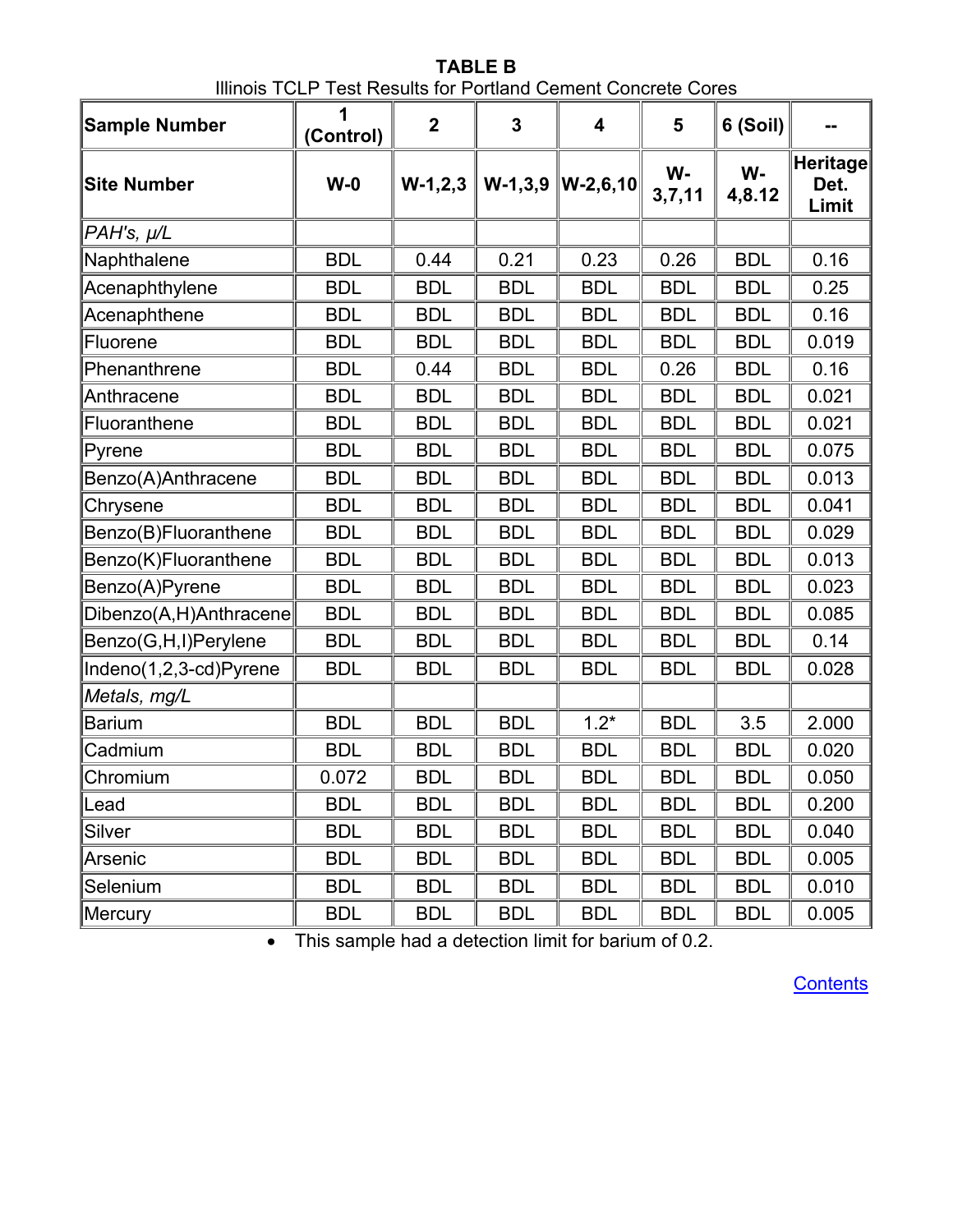**TABLE B**

Illinois TCLP Test Results for Portland Cement Concrete Cores

| Sample Number | 1 (Control) | 2 | 3 | 4 | 5 | 6 (Soil) | -- |
|---|---|---|---|---|---|---|---|
| **Site Number** | **W-0** | **W-1,2,3** | **W-1,3,9** | **W-2,6,10** | **W-3,7,11** | **W-4,8.12** | **Heritage Det. Limit** |
| *PAH's, μ/L* | | | | | | | |
| Naphthalene | BDL | 0.44 | 0.21 | 0.23 | 0.26 | BDL | 0.16 |
| Acenaphthylene | BDL | BDL | BDL | BDL | BDL | BDL | 0.25 |
| Acenaphthene | BDL | BDL | BDL | BDL | BDL | BDL | 0.16 |
| Fluorene | BDL | BDL | BDL | BDL | BDL | BDL | 0.019 |
| Phenanthrene | BDL | 0.44 | BDL | BDL | 0.26 | BDL | 0.16 |
| Anthracene | BDL | BDL | BDL | BDL | BDL | BDL | 0.021 |
| Fluoranthene | BDL | BDL | BDL | BDL | BDL | BDL | 0.021 |
| Pyrene | BDL | BDL | BDL | BDL | BDL | BDL | 0.075 |
| Benzo(A)Anthracene | BDL | BDL | BDL | BDL | BDL | BDL | 0.013 |
| Chrysene | BDL | BDL | BDL | BDL | BDL | BDL | 0.041 |
| Benzo(B)Fluoranthene | BDL | BDL | BDL | BDL | BDL | BDL | 0.029 |
| Benzo(K)Fluoranthene | BDL | BDL | BDL | BDL | BDL | BDL | 0.013 |
| Benzo(A)Pyrene | BDL | BDL | BDL | BDL | BDL | BDL | 0.023 |
| Dibenzo(A,H)Anthracene | BDL | BDL | BDL | BDL | BDL | BDL | 0.085 |
| Benzo(G,H,I)Perylene | BDL | BDL | BDL | BDL | BDL | BDL | 0.14 |
| Indeno(1,2,3-cd)Pyrene | BDL | BDL | BDL | BDL | BDL | BDL | 0.028 |
| *Metals, mg/L* | | | | | | | |
| Barium | BDL | BDL | BDL | 1.2* | BDL | 3.5 | 2.000 |
| Cadmium | BDL | BDL | BDL | BDL | BDL | BDL | 0.020 |
| Chromium | 0.072 | BDL | BDL | BDL | BDL | BDL | 0.050 |
| Lead | BDL | BDL | BDL | BDL | BDL | BDL | 0.200 |
| Silver | BDL | BDL | BDL | BDL | BDL | BDL | 0.040 |
| Arsenic | BDL | BDL | BDL | BDL | BDL | BDL | 0.005 |
| Selenium | BDL | BDL | BDL | BDL | BDL | BDL | 0.010 |
| Mercury | BDL | BDL | BDL | BDL | BDL | BDL | 0.005 |

- This sample had a detection limit for barium of 0.2.

Contents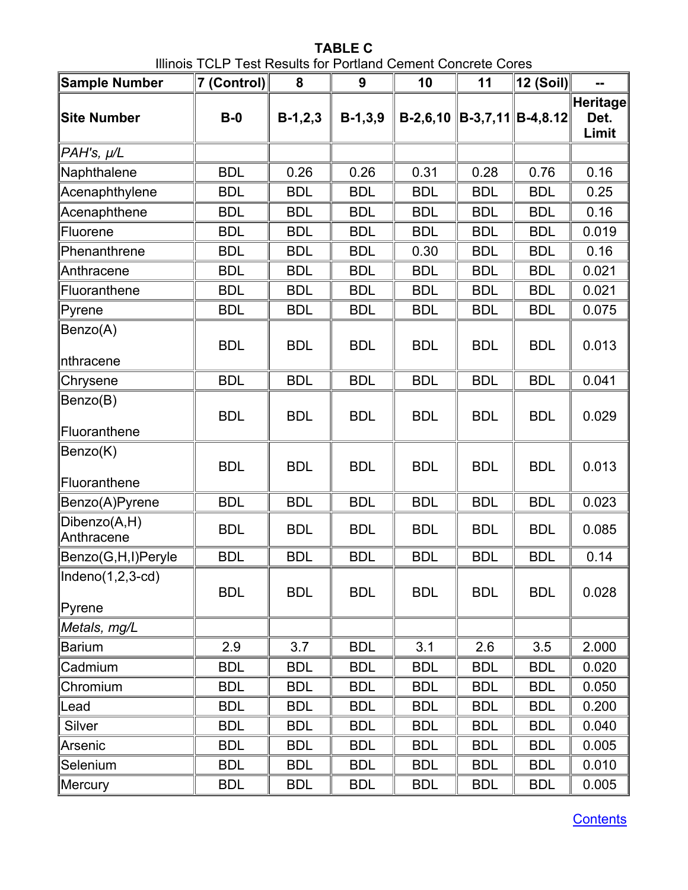**TABLE C**

Illinois TCLP Test Results for Portland Cement Concrete Cores

| Sample Number | 7 (Control) | 8 | 9 | 10 | 11 | 12 (Soil) | -- |
|---|---|---|---|---|---|---|---|
| Site Number | B-0 | B-1,2,3 | B-1,3,9 | B-2,6,10 | B-3,7,11 | B-4,8.12 | Heritage Det. Limit |
| *PAH's, µ/L* | | | | | | | |
| Naphthalene | BDL | 0.26 | 0.26 | 0.31 | 0.28 | 0.76 | 0.16 |
| Acenaphthylene | BDL | BDL | BDL | BDL | BDL | BDL | 0.25 |
| Acenaphthene | BDL | BDL | BDL | BDL | BDL | BDL | 0.16 |
| Fluorene | BDL | BDL | BDL | BDL | BDL | BDL | 0.019 |
| Phenanthrene | BDL | BDL | BDL | 0.30 | BDL | BDL | 0.16 |
| Anthracene | BDL | BDL | BDL | BDL | BDL | BDL | 0.021 |
| Fluoranthene | BDL | BDL | BDL | BDL | BDL | BDL | 0.021 |
| Pyrene | BDL | BDL | BDL | BDL | BDL | BDL | 0.075 |
| Benzo(A) nthracene | BDL | BDL | BDL | BDL | BDL | BDL | 0.013 |
| Chrysene | BDL | BDL | BDL | BDL | BDL | BDL | 0.041 |
| Benzo(B) Fluoranthene | BDL | BDL | BDL | BDL | BDL | BDL | 0.029 |
| Benzo(K) Fluoranthene | BDL | BDL | BDL | BDL | BDL | BDL | 0.013 |
| Benzo(A)Pyrene | BDL | BDL | BDL | BDL | BDL | BDL | 0.023 |
| Dibenzo(A,H) Anthracene | BDL | BDL | BDL | BDL | BDL | BDL | 0.085 |
| Benzo(G,H,I)Peryle | BDL | BDL | BDL | BDL | BDL | BDL | 0.14 |
| Indeno(1,2,3-cd) Pyrene | BDL | BDL | BDL | BDL | BDL | BDL | 0.028 |
| *Metals, mg/L* | | | | | | | |
| Barium | 2.9 | 3.7 | BDL | 3.1 | 2.6 | 3.5 | 2.000 |
| Cadmium | BDL | BDL | BDL | BDL | BDL | BDL | 0.020 |
| Chromium | BDL | BDL | BDL | BDL | BDL | BDL | 0.050 |
| Lead | BDL | BDL | BDL | BDL | BDL | BDL | 0.200 |
| Silver | BDL | BDL | BDL | BDL | BDL | BDL | 0.040 |
| Arsenic | BDL | BDL | BDL | BDL | BDL | BDL | 0.005 |
| Selenium | BDL | BDL | BDL | BDL | BDL | BDL | 0.010 |
| Mercury | BDL | BDL | BDL | BDL | BDL | BDL | 0.005 |

Contents